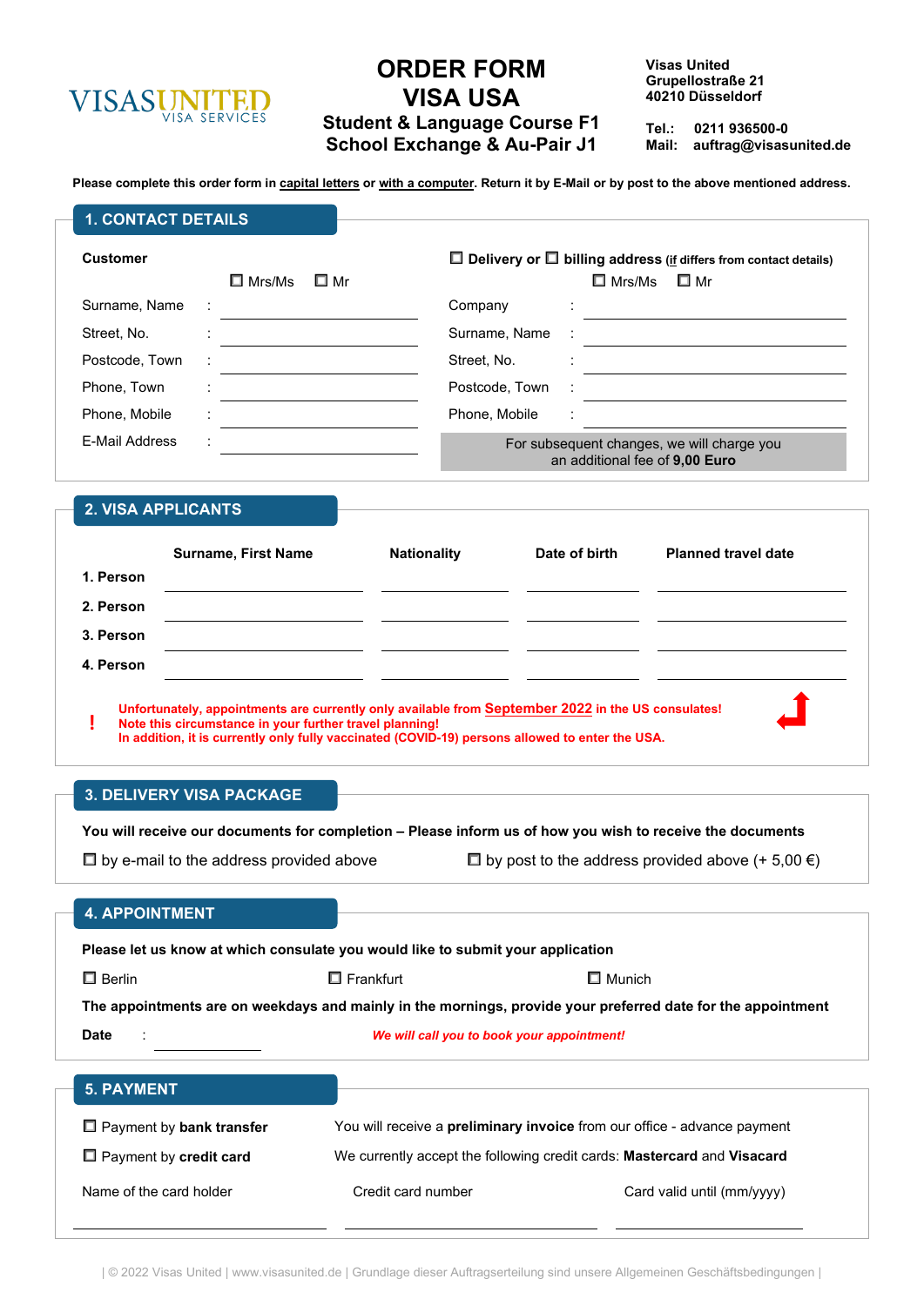VISAS UNITED
VISA SERVICES

# ORDER FORM
# VISA USA
## Student & Language Course F1
## School Exchange & Au-Pair J1

**Visas United**
**Grupellostraße 21**
**40210 Düsseldorf**

**Tel.: 0211 936500-0**
**Mail: auftrag@visaunited.de**

**Please complete this order form in capital letters or with a computer. Return it by E-Mail or by post to the above mentioned address.**

## 1. CONTACT DETAILS

**Customer**

☐ Mrs/Ms ☐ Mr

Surname, Name : ____________________

Street, No. : ____________________

Postcode, Town : ____________________

Phone, Town : ____________________

Phone, Mobile : ____________________

E-Mail Address : ____________________

**☐ Delivery or ☐ billing address** (**if differs from contact details**)

☐ Mrs/Ms ☐ Mr

Company : ____________________

Surname, Name : ____________________

Street, No. : ____________________

Postcode, Town : ____________________

Phone, Mobile : ____________________

For subsequent changes, we will charge you an additional fee of **9,00 Euro**

## 2. VISA APPLICANTS

| | Surname, First Name | Nationality | Date of birth | Planned travel date |
|---|---|---|---|---|
| **1. Person** | | | | |
| **2. Person** | | | | |
| **3. Person** | | | | |
| **4. Person** | | | | |

**!** **Unfortunately, appointments are currently only available from September 2022 in the US consulates!**
**Note this circumstance in your further travel planning!**
**In addition, it is currently only fully vaccinated (COVID-19) persons allowed to enter the USA.**

## 3. DELIVERY VISA PACKAGE

**You will receive our documents for completion – Please inform us of how you wish to receive the documents**

☐ by e-mail to the address provided above ☐ by post to the address provided above (+ 5,00 €)

## 4. APPOINTMENT

**Please let us know at which consulate you would like to submit your application**

☐ Berlin ☐ Frankfurt ☐ Munich

**The appointments are on weekdays and mainly in the mornings, provide your preferred date for the appointment**

**Date** : ____________ ***We will call you to book your appointment!***

## 5. PAYMENT

☐ Payment by **bank transfer** — You will receive a **preliminary invoice** from our office - advance payment

☐ Payment by **credit card** — We currently accept the following credit cards: **Mastercard** and **Visacard**

| Name of the card holder | Credit card number | Card valid until (mm/yyyy) |
|---|---|---|
| | | |

| © 2022 Visas United | www.visasunited.de | Grundlage dieser Auftragserteilung sind unsere Allgemeinen Geschäftsbedingungen |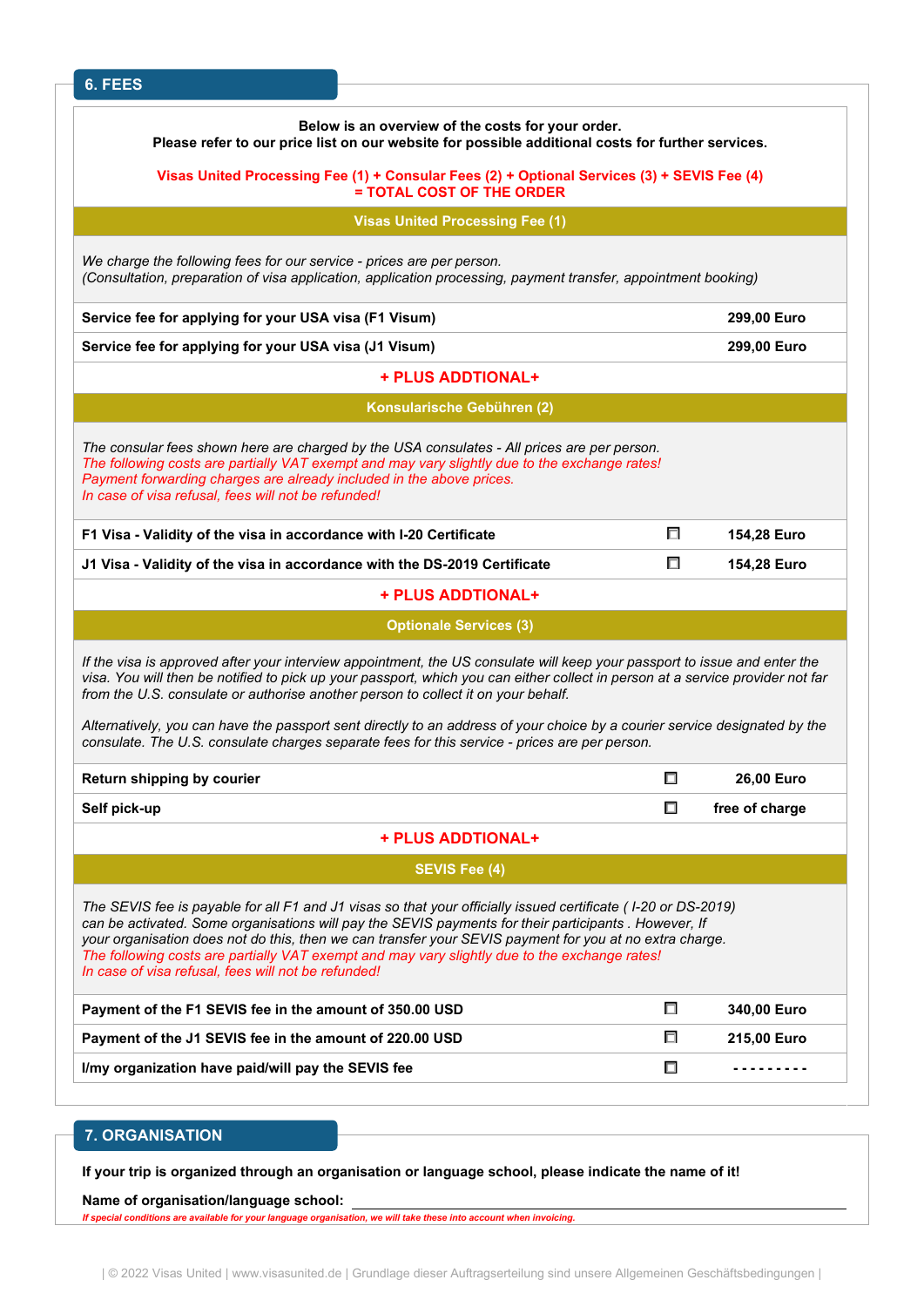## 6. FEES

**Below is an overview of the costs for your order.**
**Please refer to our price list on our website for possible additional costs for further services.**

**Visas United Processing Fee (1) + Consular Fees (2) + Optional Services (3) + SEVIS Fee (4) = TOTAL COST OF THE ORDER**

### Visas United Processing Fee (1)

*We charge the following fees for our service - prices are per person.*
*(Consultation, preparation of visa application, application processing, payment transfer, appointment booking)*

| Service | Price |
|---|---|
| **Service fee for applying for your USA visa (F1 Visum)** | **299,00 Euro** |
| **Service fee for applying for your USA visa (J1 Visum)** | **299,00 Euro** |

**+ PLUS ADDTIONAL+**

### Konsularische Gebühren (2)

*The consular fees shown here are charged by the USA consulates - All prices are per person.*
*The following costs are partially VAT exempt and may vary slightly due to the exchange rates!*
*Payment forwarding charges are already included in the above prices.*
*In case of visa refusal, fees will not be refunded!*

| Service | | Price |
|---|---|---|
| **F1 Visa - Validity of the visa in accordance with I-20 Certificate** | ☐ | **154,28 Euro** |
| **J1 Visa - Validity of the visa in accordance with the DS-2019 Certificate** | ☐ | **154,28 Euro** |

**+ PLUS ADDTIONAL+**

### Optionale Services (3)

*If the visa is approved after your interview appointment, the US consulate will keep your passport to issue and enter the visa. You will then be notified to pick up your passport, which you can either collect in person at a service provider not far from the U.S. consulate or authorise another person to collect it on your behalf.*

*Alternatively, you can have the passport sent directly to an address of your choice by a courier service designated by the consulate. The U.S. consulate charges separate fees for this service - prices are per person.*

| Service | | Price |
|---|---|---|
| **Return shipping by courier** | ☐ | **26,00 Euro** |
| **Self pick-up** | ☐ | **free of charge** |

**+ PLUS ADDTIONAL+**

### SEVIS Fee (4)

*The SEVIS fee is payable for all F1 and J1 visas so that your officially issued certificate ( I-20 or DS-2019) can be activated. Some organisations will pay the SEVIS payments for their participants . However, If your organisation does not do this, then we can transfer your SEVIS payment for you at no extra charge.*
*The following costs are partially VAT exempt and may vary slightly due to the exchange rates!*
*In case of visa refusal, fees will not be refunded!*

| Service | | Price |
|---|---|---|
| **Payment of the F1 SEVIS fee in the amount of 350.00 USD** | ☐ | **340,00 Euro** |
| **Payment of the J1 SEVIS fee in the amount of 220.00 USD** | ☐ | **215,00 Euro** |
| **I/my organization have paid/will pay the SEVIS fee** | ☐ | **- - - - - - - - -** |

## 7. ORGANISATION

**If your trip is organized through an organisation or language school, please indicate the name of it!**

**Name of organisation/language school:** ______________________________

*If special conditions are available for your language organisation, we will take these into account when invoicing.*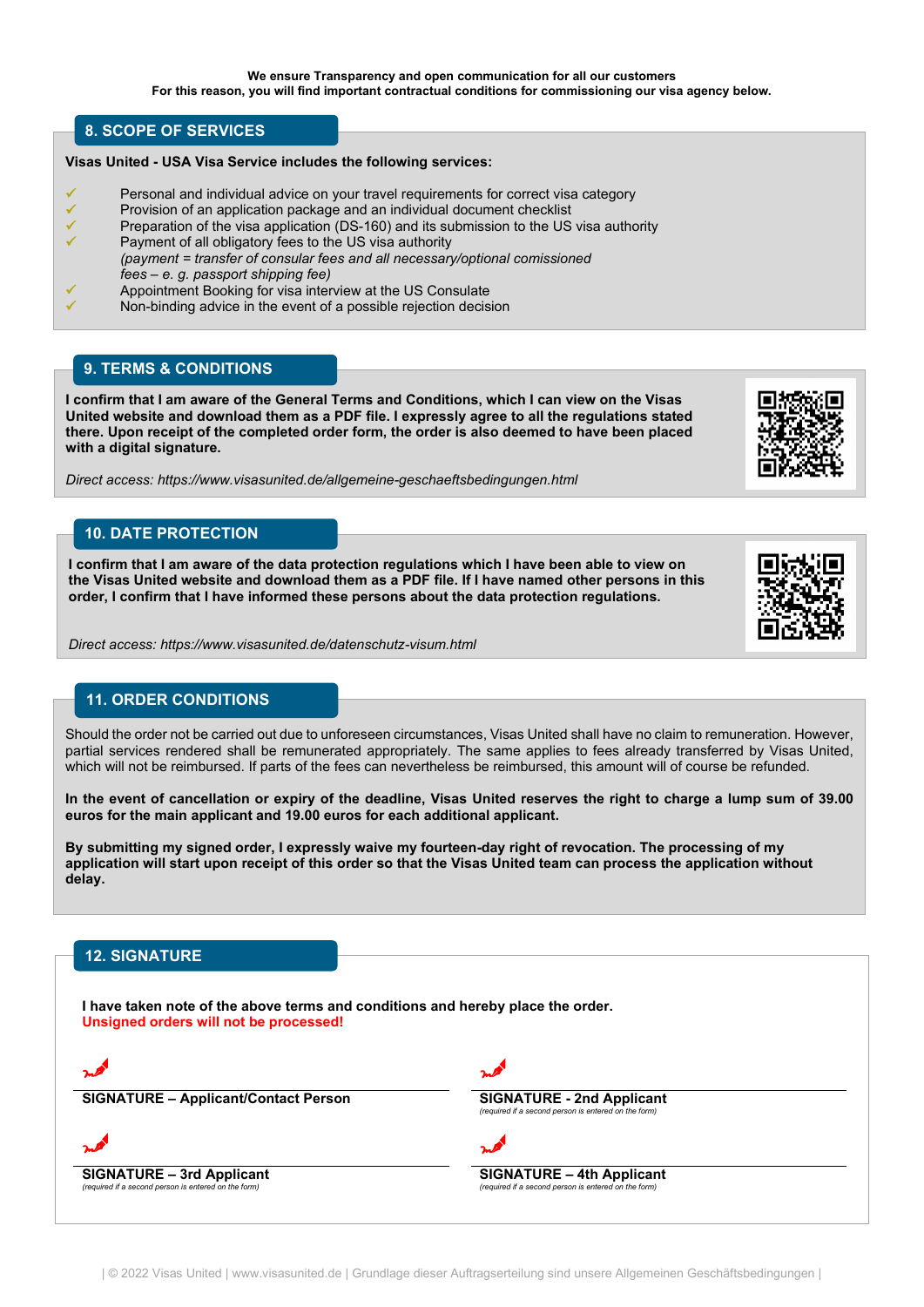**We ensure Transparency and open communication for all our customers**
**For this reason, you will find important contractual conditions for commissioning our visa agency below.**

## 8. SCOPE OF SERVICES

**Visas United - USA Visa Service includes the following services:**

- ✓ Personal and individual advice on your travel requirements for correct visa category
- ✓ Provision of an application package and an individual document checklist
- ✓ Preparation of the visa application (DS-160) and its submission to the US visa authority
- ✓ Payment of all obligatory fees to the US visa authority
  *(payment = transfer of consular fees and all necessary/optional comissioned fees – e. g. passport shipping fee)*
- ✓ Appointment Booking for visa interview at the US Consulate
- ✓ Non-binding advice in the event of a possible rejection decision

## 9. TERMS & CONDITIONS

**I confirm that I am aware of the General Terms and Conditions, which I can view on the Visas United website and download them as a PDF file. I expressly agree to all the regulations stated there. Upon receipt of the completed order form, the order is also deemed to have been placed with a digital signature.**

*Direct access: https://www.visasunited.de/allgemeine-geschaeftsbedingungen.html*

## 10. DATE PROTECTION

**I confirm that I am aware of the data protection regulations which I have been able to view on the Visas United website and download them as a PDF file. If I have named other persons in this order, I confirm that I have informed these persons about the data protection regulations.**

*Direct access: https://www.visasunited.de/datenschutz-visum.html*

## 11. ORDER CONDITIONS

Should the order not be carried out due to unforeseen circumstances, Visas United shall have no claim to remuneration. However, partial services rendered shall be remunerated appropriately. The same applies to fees already transferred by Visas United, which will not be reimbursed. If parts of the fees can nevertheless be reimbursed, this amount will of course be refunded.

**In the event of cancellation or expiry of the deadline, Visas United reserves the right to charge a lump sum of 39.00 euros for the main applicant and 19.00 euros for each additional applicant.**

**By submitting my signed order, I expressly waive my fourteen-day right of revocation. The processing of my application will start upon receipt of this order so that the Visas United team can process the application without delay.**

## 12. SIGNATURE

**I have taken note of the above terms and conditions and hereby place the order.**
**Unsigned orders will not be processed!**

**SIGNATURE – Applicant/Contact Person**

**SIGNATURE - 2nd Applicant**
*(required if a second person is entered on the form)*

**SIGNATURE – 3rd Applicant**
*(required if a second person is entered on the form)*

**SIGNATURE – 4th Applicant**
*(required if a second person is entered on the form)*

| © 2022 Visas United | www.visasunited.de | Grundlage dieser Auftragserteilung sind unsere Allgemeinen Geschäftsbedingungen |